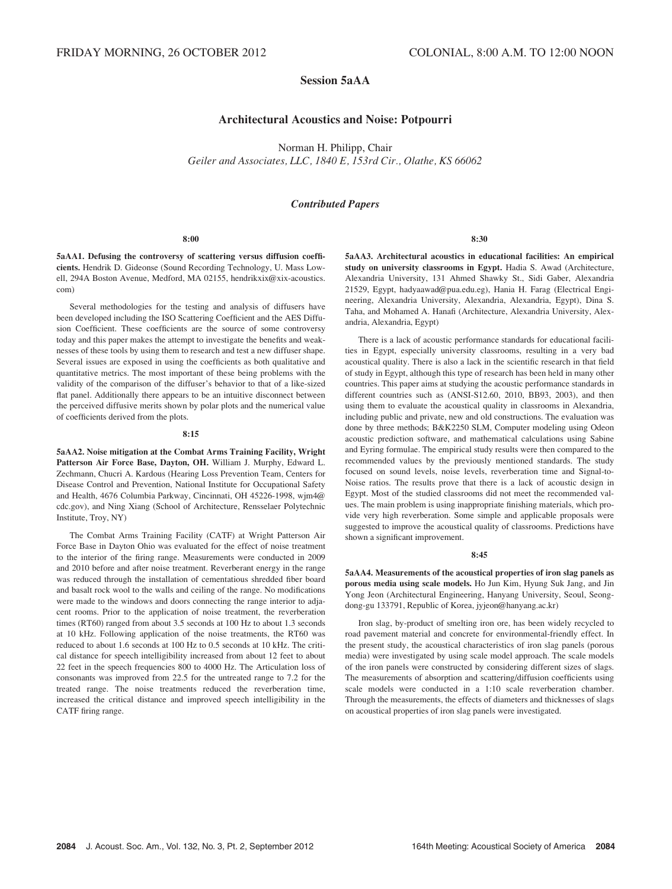FRIDAY MORNING, 26 OCTOBER 2012 COLONIAL, 8:00 A.M. TO 12:00 NOON

# Session 5aAA

## Architectural Acoustics and Noise: Potpourri

Norman H. Philipp, Chair

*Geiler and Associates, LLC, 1840 E, 153rd Cir., Olathe, KS 66062*

### *Contributed Papers*

**8:00**

**5aAA1. Defusing the controversy of scattering versus diffusion coefficients.** Hendrik D. Gideonse (Sound Recording Technology, U. Mass Lowell, 294A Boston Avenue, Medford, MA 02155, hendrikxix@xix-acoustics.com)

Several methodologies for the testing and analysis of diffusers have been developed including the ISO Scattering Coefficient and the AES Diffusion Coefficient. These coefficients are the source of some controversy today and this paper makes the attempt to investigate the benefits and weaknesses of these tools by using them to research and test a new diffuser shape. Several issues are exposed in using the coefficients as both qualitative and quantitative metrics. The most important of these being problems with the validity of the comparison of the diffuser's behavior to that of a like-sized flat panel. Additionally there appears to be an intuitive disconnect between the perceived diffusive merits shown by polar plots and the numerical value of coefficients derived from the plots.

**8:15**

**5aAA2. Noise mitigation at the Combat Arms Training Facility, Wright Patterson Air Force Base, Dayton, OH.** William J. Murphy, Edward L. Zechmann, Chucri A. Kardous (Hearing Loss Prevention Team, Centers for Disease Control and Prevention, National Institute for Occupational Safety and Health, 4676 Columbia Parkway, Cincinnati, OH 45226-1998, wjm4@cdc.gov), and Ning Xiang (School of Architecture, Rensselaer Polytechnic Institute, Troy, NY)

The Combat Arms Training Facility (CATF) at Wright Patterson Air Force Base in Dayton Ohio was evaluated for the effect of noise treatment to the interior of the firing range. Measurements were conducted in 2009 and 2010 before and after noise treatment. Reverberant energy in the range was reduced through the installation of cementatious shredded fiber board and basalt rock wool to the walls and ceiling of the range. No modifications were made to the windows and doors connecting the range interior to adjacent rooms. Prior to the application of noise treatment, the reverberation times (RT60) ranged from about 3.5 seconds at 100 Hz to about 1.3 seconds at 10 kHz. Following application of the noise treatments, the RT60 was reduced to about 1.6 seconds at 100 Hz to 0.5 seconds at 10 kHz. The critical distance for speech intelligibility increased from about 12 feet to about 22 feet in the speech frequencies 800 to 4000 Hz. The Articulation loss of consonants was improved from 22.5 for the untreated range to 7.2 for the treated range. The noise treatments reduced the reverberation time, increased the critical distance and improved speech intelligibility in the CATF firing range.

**8:30**

**5aAA3. Architectural acoustics in educational facilities: An empirical study on university classrooms in Egypt.** Hadia S. Awad (Architecture, Alexandria University, 131 Ahmed Shawky St., Sidi Gaber, Alexandria 21529, Egypt, hadyaawad@pua.edu.eg), Hania H. Farag (Electrical Engineering, Alexandria University, Alexandria, Alexandria, Egypt), Dina S. Taha, and Mohamed A. Hanafi (Architecture, Alexandria University, Alexandria, Alexandria, Egypt)

There is a lack of acoustic performance standards for educational facilities in Egypt, especially university classrooms, resulting in a very bad acoustical quality. There is also a lack in the scientific research in that field of study in Egypt, although this type of research has been held in many other countries. This paper aims at studying the acoustic performance standards in different countries such as (ANSI-S12.60, 2010, BB93, 2003), and then using them to evaluate the acoustical quality in classrooms in Alexandria, including public and private, new and old constructions. The evaluation was done by three methods; B&K2250 SLM, Computer modeling using Odeon acoustic prediction software, and mathematical calculations using Sabine and Eyring formulae. The empirical study results were then compared to the recommended values by the previously mentioned standards. The study focused on sound levels, noise levels, reverberation time and Signal-to-Noise ratios. The results prove that there is a lack of acoustic design in Egypt. Most of the studied classrooms did not meet the recommended values. The main problem is using inappropriate finishing materials, which provide very high reverberation. Some simple and applicable proposals were suggested to improve the acoustical quality of classrooms. Predictions have shown a significant improvement.

**8:45**

**5aAA4. Measurements of the acoustical properties of iron slag panels as porous media using scale models.** Ho Jun Kim, Hyung Suk Jang, and Jin Yong Jeon (Architectural Engineering, Hanyang University, Seoul, Seongdong-gu 133791, Republic of Korea, jyjeon@hanyang.ac.kr)

Iron slag, by-product of smelting iron ore, has been widely recycled to road pavement material and concrete for environmental-friendly effect. In the present study, the acoustical characteristics of iron slag panels (porous media) were investigated by using scale model approach. The scale models of the iron panels were constructed by considering different sizes of slags. The measurements of absorption and scattering/diffusion coefficients using scale models were conducted in a 1:10 scale reverberation chamber. Through the measurements, the effects of diameters and thicknesses of slags on acoustical properties of iron slag panels were investigated.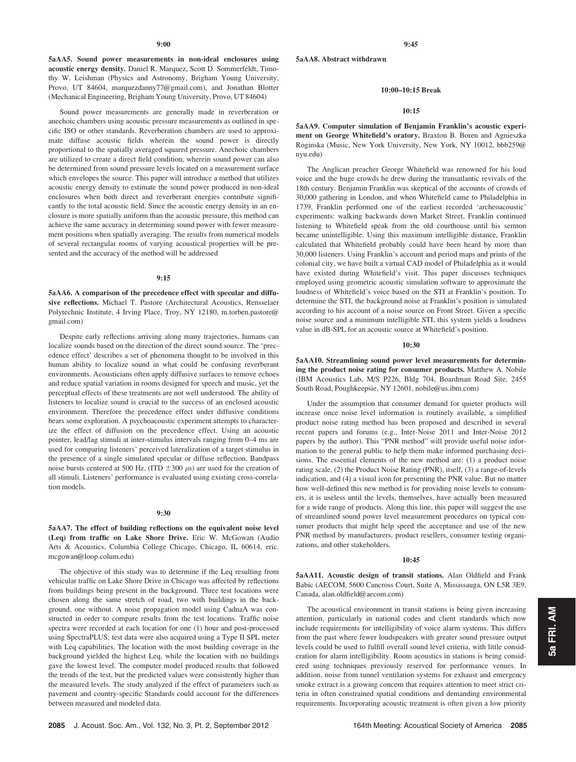**9:00**

**5aAA5. Sound power measurements in non-ideal enclosures using acoustic energy density.** Daniel R. Marquez, Scott D. Sommerfeldt, Timothy W. Leishman (Physics and Astronomy, Brigham Young University, Provo, UT 84604, marquezdanny77@gmail.com), and Jonathan Blotter (Mechanical Engineering, Brigham Young University, Provo, UT 84604)

Sound power measurements are generally made in reverberation or anechoic chambers using acoustic pressure measurements as outlined in specific ISO or other standards. Reverberation chambers are used to approximate diffuse acoustic fields wherein the sound power is directly proportional to the spatially averaged squared pressure. Anechoic chambers are utilized to create a direct field condition, wherein sound power can also be determined from sound pressure levels located on a measurement surface which envelopes the source. This paper will introduce a method that utilizes acoustic energy density to estimate the sound power produced in non-ideal enclosures when both direct and reverberant energies contribute significantly to the total acoustic field. Since the acoustic energy density in an enclosure is more spatially uniform than the acoustic pressure, this method can achieve the same accuracy in determining sound power with fewer measurement positions when spatially averaging. The results from numerical models of several rectangular rooms of varying acoustical properties will be presented and the accuracy of the method will be addressed

**9:15**

**5aAA6. A comparison of the precedence effect with specular and diffusive reflections.** Michael T. Pastore (Architectural Acoustics, Rensselaer Polytechnic Institute, 4 Irving Place, Troy, NY 12180, m.torben.pastore@gmail.com)

Despite early reflections arriving along many trajectories, humans can localize sounds based on the direction of the direct sound source. The 'precedence effect' describes a set of phenomena thought to be involved in this human ability to localize sound in what could be confusing reverberant environments. Acousticians often apply diffusive surfaces to remove echoes and reduce spatial variation in rooms designed for speech and music, yet the perceptual effects of these treatments are not well understood. The ability of listeners to localize sound is crucial to the success of an enclosed acoustic environment. Therefore the precedence effect under diffusive conditions bears some exploration. A psychoacoustic experiment attempts to characterize the effect of diffusion on the precedence effect. Using an acoustic pointer, lead/lag stimuli at inter-stimulus intervals ranging from 0–4 ms are used for comparing listeners' perceived lateralization of a target stimulus in the presence of a single simulated specular or diffuse reflection. Bandpass noise bursts centered at 500 Hz, (ITD $\pm 300$ $\mu$s) are used for the creation of all stimuli. Listeners' performance is evaluated using existing cross-correlation models.

**9:30**

**5aAA7. The effect of building reflections on the equivalent noise level (Leq) from traffic on Lake Shore Drive.** Eric W. McGowan (Audio Arts & Acoustics, Columbia College Chicago, Chicago, IL 60614, eric.mcgowan@loop.colum.edu)

The objective of this study was to determine if the Leq resulting from vehicular traffic on Lake Shore Drive in Chicago was affected by reflections from buildings being present in the background. Three test locations were chosen along the same stretch of road, two with buildings in the background, one without. A noise propagation model using CadnaA was constructed in order to compare results from the test locations. Traffic noise spectra were recorded at each location for one (1) hour and post-processed using SpectraPLUS; test data were also acquired using a Type II SPL meter with Leq capabilities. The location with the most building coverage in the background yielded the highest Leq, while the location with no buildings gave the lowest level. The computer model produced results that followed the trends of the test, but the predicted values were consistently higher than the measured levels. The study analyzed if the effect of parameters such as pavement and country-specific Standards could account for the differences between measured and modeled data.

**9:45**

**5aAA8. Abstract withdrawn**

**10:00–10:15 Break**

**10:15**

**5aAA9. Computer simulation of Benjamin Franklin's acoustic experiment on George Whitefield's oratory.** Braxton B. Boren and Agnieszka Roginska (Music, New York University, New York, NY 10012, bbb259@nyu.edu)

The Anglican preacher George Whitefield was renowned for his loud voice and the huge crowds he drew during the transatlantic revivals of the 18th century. Benjamin Franklin was skeptical of the accounts of crowds of 30,000 gathering in London, and when Whitefield came to Philadelphia in 1739, Franklin performed one of the earliest recorded 'archeoacoustic' experiments: walking backwards down Market Street, Franklin continued listening to Whitefield speak from the old courthouse until his sermon became unintelligible. Using this maximum intelligible distance, Franklin calculated that Whitefield probably could have been heard by more than 30,000 listeners. Using Franklin's account and period maps and prints of the colonial city, we have built a virtual CAD model of Philadelphia as it would have existed during Whitefield's visit. This paper discusses techniques employed using geometric acoustic simulation software to approximate the loudness of Whitefield's voice based on the STI at Franklin's position. To determine the STI, the background noise at Franklin's position is simulated according to his account of a noise source on Front Street. Given a specific noise source and a minimum intelligible STI, this system yields a loudness value in dB-SPL for an acoustic source at Whitefield's position.

**10:30**

**5aAA10. Streamlining sound power level measurements for determining the product noise rating for consumer products.** Matthew A. Nobile (IBM Acoustics Lab, M/S P226, Bldg 704, Boardman Road Site, 2455 South Road, Poughkeepsie, NY 12601, nobile@us.ibm.com)

Under the assumption that consumer demand for quieter products will increase once noise level information is routinely available, a simplified product noise rating method has been proposed and described in several recent papers and forums (e.g., Inter-Noise 2011 and Inter-Noise 2012 papers by the author). This "PNR method" will provide useful noise information to the general public to help them make informed purchasing decisions. The essential elements of the new method are: (1) a product noise rating scale, (2) the Product Noise Rating (PNR), itself, (3) a range-of-levels indication, and (4) a visual icon for presenting the PNR value. But no matter how well-defined this new method is for providing noise levels to consumers, it is useless until the levels, themselves, have actually been measured for a wide range of products. Along this line, this paper will suggest the use of streamlined sound power level measurement procedures on typical consumer products that might help speed the acceptance and use of the new PNR method by manufacturers, product resellers, consumer testing organizations, and other stakeholders.

**10:45**

**5aAA11. Acoustic design of transit stations.** Alan Oldfield and Frank Babic (AECOM, 5600 Cancross Court, Suite A, Mississauga, ON L5R 3E9, Canada, alan.oldfield@aecom.com)

The acoustical environment in transit stations is being given increasing attention, particularly in national codes and client standards which now include requirements for intelligibility of voice alarm systems. This differs from the past where fewer loudspeakers with greater sound pressure output levels could be used to fulfill overall sound level criteria, with little consideration for alarm intelligibility. Room acoustics in stations is being considered using techniques previously reserved for performance venues. In addition, noise from tunnel ventilation systems for exhaust and emergency smoke extract is a growing concern that requires attention to meet strict criteria in often constrained spatial conditions and demanding environmental requirements. Incorporating acoustic treatment is often given a low priority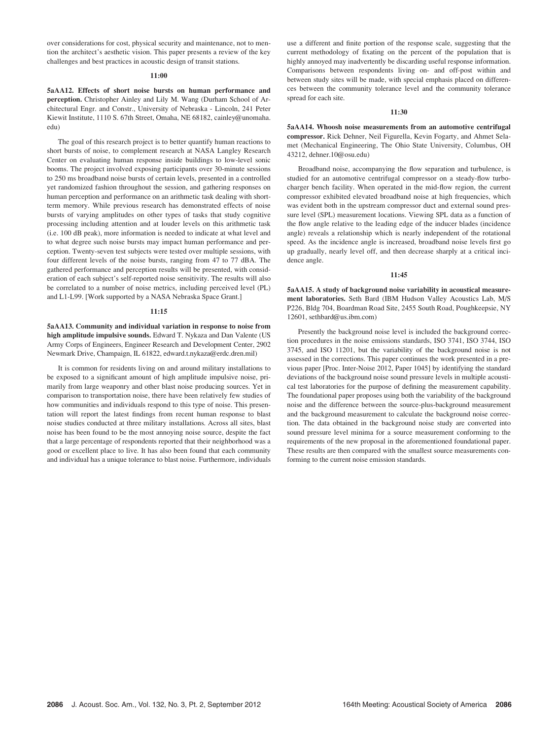over considerations for cost, physical security and maintenance, not to mention the architect's aesthetic vision. This paper presents a review of the key challenges and best practices in acoustic design of transit stations.

**11:00**

**5aAA12. Effects of short noise bursts on human performance and perception.** Christopher Ainley and Lily M. Wang (Durham School of Architectural Engr. and Constr., University of Nebraska - Lincoln, 241 Peter Kiewit Institute, 1110 S. 67th Street, Omaha, NE 68182, cainley@unomaha.edu)

The goal of this research project is to better quantify human reactions to short bursts of noise, to complement research at NASA Langley Research Center on evaluating human response inside buildings to low-level sonic booms. The project involved exposing participants over 30-minute sessions to 250 ms broadband noise bursts of certain levels, presented in a controlled yet randomized fashion throughout the session, and gathering responses on human perception and performance on an arithmetic task dealing with short-term memory. While previous research has demonstrated effects of noise bursts of varying amplitudes on other types of tasks that study cognitive processing including attention and at louder levels on this arithmetic task (i.e. 100 dB peak), more information is needed to indicate at what level and to what degree such noise bursts may impact human performance and perception. Twenty-seven test subjects were tested over multiple sessions, with four different levels of the noise bursts, ranging from 47 to 77 dBA. The gathered performance and perception results will be presented, with consideration of each subject's self-reported noise sensitivity. The results will also be correlated to a number of noise metrics, including perceived level (PL) and L1-L99. [Work supported by a NASA Nebraska Space Grant.]

**11:15**

**5aAA13. Community and individual variation in response to noise from high amplitude impulsive sounds.** Edward T. Nykaza and Dan Valente (US Army Corps of Engineers, Engineer Research and Development Center, 2902 Newmark Drive, Champaign, IL 61822, edward.t.nykaza@erdc.dren.mil)

It is common for residents living on and around military installations to be exposed to a significant amount of high amplitude impulsive noise, primarily from large weaponry and other blast noise producing sources. Yet in comparison to transportation noise, there have been relatively few studies of how communities and individuals respond to this type of noise. This presentation will report the latest findings from recent human response to blast noise studies conducted at three military installations. Across all sites, blast noise has been found to be the most annoying noise source, despite the fact that a large percentage of respondents reported that their neighborhood was a good or excellent place to live. It has also been found that each community and individual has a unique tolerance to blast noise. Furthermore, individuals use a different and finite portion of the response scale, suggesting that the current methodology of fixating on the percent of the population that is highly annoyed may inadvertently be discarding useful response information. Comparisons between respondents living on- and off-post within and between study sites will be made, with special emphasis placed on differences between the community tolerance level and the community tolerance spread for each site.

**11:30**

**5aAA14. Whoosh noise measurements from an automotive centrifugal compressor.** Rick Dehner, Neil Figurella, Kevin Fogarty, and Ahmet Selamet (Mechanical Engineering, The Ohio State University, Columbus, OH 43212, dehner.10@osu.edu)

Broadband noise, accompanying the flow separation and turbulence, is studied for an automotive centrifugal compressor on a steady-flow turbocharger bench facility. When operated in the mid-flow region, the current compressor exhibited elevated broadband noise at high frequencies, which was evident both in the upstream compressor duct and external sound pressure level (SPL) measurement locations. Viewing SPL data as a function of the flow angle relative to the leading edge of the inducer blades (incidence angle) reveals a relationship which is nearly independent of the rotational speed. As the incidence angle is increased, broadband noise levels first go up gradually, nearly level off, and then decrease sharply at a critical incidence angle.

**11:45**

**5aAA15. A study of background noise variability in acoustical measurement laboratories.** Seth Bard (IBM Hudson Valley Acoustics Lab, M/S P226, Bldg 704, Boardman Road Site, 2455 South Road, Poughkeepsie, NY 12601, sethbard@us.ibm.com)

Presently the background noise level is included the background correction procedures in the noise emissions standards, ISO 3741, ISO 3744, ISO 3745, and ISO 11201, but the variability of the background noise is not assessed in the corrections. This paper continues the work presented in a previous paper [Proc. Inter-Noise 2012, Paper 1045] by identifying the standard deviations of the background noise sound pressure levels in multiple acoustical test laboratories for the purpose of defining the measurement capability. The foundational paper proposes using both the variability of the background noise and the difference between the source-plus-background measurement and the background measurement to calculate the background noise correction. The data obtained in the background noise study are converted into sound pressure level minima for a source measurement conforming to the requirements of the new proposal in the aforementioned foundational paper. These results are then compared with the smallest source measurements conforming to the current noise emission standards.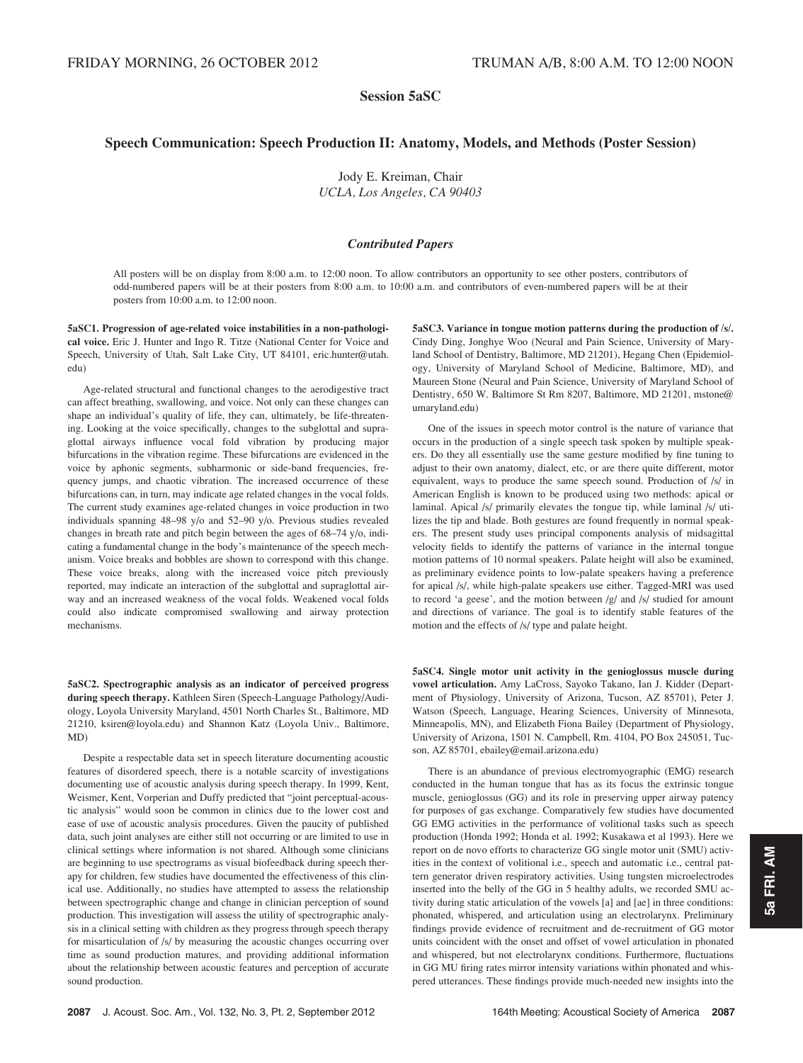FRIDAY MORNING, 26 OCTOBER 2012 TRUMAN A/B, 8:00 A.M. TO 12:00 NOON

## Session 5aSC

### Speech Communication: Speech Production II: Anatomy, Models, and Methods (Poster Session)

Jody E. Kreiman, Chair
*UCLA, Los Angeles, CA 90403*

#### *Contributed Papers*

All posters will be on display from 8:00 a.m. to 12:00 noon. To allow contributors an opportunity to see other posters, contributors of odd-numbered papers will be at their posters from 8:00 a.m. to 10:00 a.m. and contributors of even-numbered papers will be at their posters from 10:00 a.m. to 12:00 noon.

**5aSC1. Progression of age-related voice instabilities in a non-pathological voice.** Eric J. Hunter and Ingo R. Titze (National Center for Voice and Speech, University of Utah, Salt Lake City, UT 84101, eric.hunter@utah.edu)

Age-related structural and functional changes to the aerodigestive tract can affect breathing, swallowing, and voice. Not only can these changes can shape an individual's quality of life, they can, ultimately, be life-threatening. Looking at the voice specifically, changes to the subglottal and supraglottal airways influence vocal fold vibration by producing major bifurcations in the vibration regime. These bifurcations are evidenced in the voice by aphonic segments, subharmonic or side-band frequencies, frequency jumps, and chaotic vibration. The increased occurrence of these bifurcations can, in turn, may indicate age related changes in the vocal folds. The current study examines age-related changes in voice production in two individuals spanning 48–98 y/o and 52–90 y/o. Previous studies revealed changes in breath rate and pitch begin between the ages of 68–74 y/o, indicating a fundamental change in the body's maintenance of the speech mechanism. Voice breaks and bobbles are shown to correspond with this change. These voice breaks, along with the increased voice pitch previously reported, may indicate an interaction of the subglottal and supraglottal airway and an increased weakness of the vocal folds. Weakened vocal folds could also indicate compromised swallowing and airway protection mechanisms.

**5aSC2. Spectrographic analysis as an indicator of perceived progress during speech therapy.** Kathleen Siren (Speech-Language Pathology/Audiology, Loyola University Maryland, 4501 North Charles St., Baltimore, MD 21210, ksiren@loyola.edu) and Shannon Katz (Loyola Univ., Baltimore, MD)

Despite a respectable data set in speech literature documenting acoustic features of disordered speech, there is a notable scarcity of investigations documenting use of acoustic analysis during speech therapy. In 1999, Kent, Weismer, Kent, Vorperian and Duffy predicted that "joint perceptual-acoustic analysis" would soon be common in clinics due to the lower cost and ease of use of acoustic analysis procedures. Given the paucity of published data, such joint analyses are either still not occurring or are limited to use in clinical settings where information is not shared. Although some clinicians are beginning to use spectrograms as visual biofeedback during speech therapy for children, few studies have documented the effectiveness of this clinical use. Additionally, no studies have attempted to assess the relationship between spectrographic change and change in clinician perception of sound production. This investigation will assess the utility of spectrographic analysis in a clinical setting with children as they progress through speech therapy for misarticulation of /s/ by measuring the acoustic changes occurring over time as sound production matures, and providing additional information about the relationship between acoustic features and perception of accurate sound production.

**5aSC3. Variance in tongue motion patterns during the production of /s/.** Cindy Ding, Jonghye Woo (Neural and Pain Science, University of Maryland School of Dentistry, Baltimore, MD 21201), Hegang Chen (Epidemiology, University of Maryland School of Medicine, Baltimore, MD), and Maureen Stone (Neural and Pain Science, University of Maryland School of Dentistry, 650 W. Baltimore St Rm 8207, Baltimore, MD 21201, mstone@umaryland.edu)

One of the issues in speech motor control is the nature of variance that occurs in the production of a single speech task spoken by multiple speakers. Do they all essentially use the same gesture modified by fine tuning to adjust to their own anatomy, dialect, etc, or are there quite different, motor equivalent, ways to produce the same speech sound. Production of /s/ in American English is known to be produced using two methods: apical or laminal. Apical /s/ primarily elevates the tongue tip, while laminal /s/ utilizes the tip and blade. Both gestures are found frequently in normal speakers. The present study uses principal components analysis of midsagittal velocity fields to identify the patterns of variance in the internal tongue motion patterns of 10 normal speakers. Palate height will also be examined, as preliminary evidence points to low-palate speakers having a preference for apical /s/, while high-palate speakers use either. Tagged-MRI was used to record 'a geese', and the motion between /g/ and /s/ studied for amount and directions of variance. The goal is to identify stable features of the motion and the effects of /s/ type and palate height.

**5aSC4. Single motor unit activity in the genioglossus muscle during vowel articulation.** Amy LaCross, Sayoko Takano, Ian J. Kidder (Department of Physiology, University of Arizona, Tucson, AZ 85701), Peter J. Watson (Speech, Language, Hearing Sciences, University of Minnesota, Minneapolis, MN), and Elizabeth Fiona Bailey (Department of Physiology, University of Arizona, 1501 N. Campbell, Rm. 4104, PO Box 245051, Tucson, AZ 85701, ebailey@email.arizona.edu)

There is an abundance of previous electromyographic (EMG) research conducted in the human tongue that has as its focus the extrinsic tongue muscle, genioglossus (GG) and its role in preserving upper airway patency for purposes of gas exchange. Comparatively few studies have documented GG EMG activities in the performance of volitional tasks such as speech production (Honda 1992; Honda et al. 1992; Kusakawa et al 1993). Here we report on de novo efforts to characterize GG single motor unit (SMU) activities in the context of volitional i.e., speech and automatic i.e., central pattern generator driven respiratory activities. Using tungsten microelectrodes inserted into the belly of the GG in 5 healthy adults, we recorded SMU activity during static articulation of the vowels [a] and [ae] in three conditions: phonated, whispered, and articulation using an electrolarynx. Preliminary findings provide evidence of recruitment and de-recruitment of GG motor units coincident with the onset and offset of vowel articulation in phonated and whispered, but not electrolarynx conditions. Furthermore, fluctuations in GG MU firing rates mirror intensity variations within phonated and whispered utterances. These findings provide much-needed new insights into the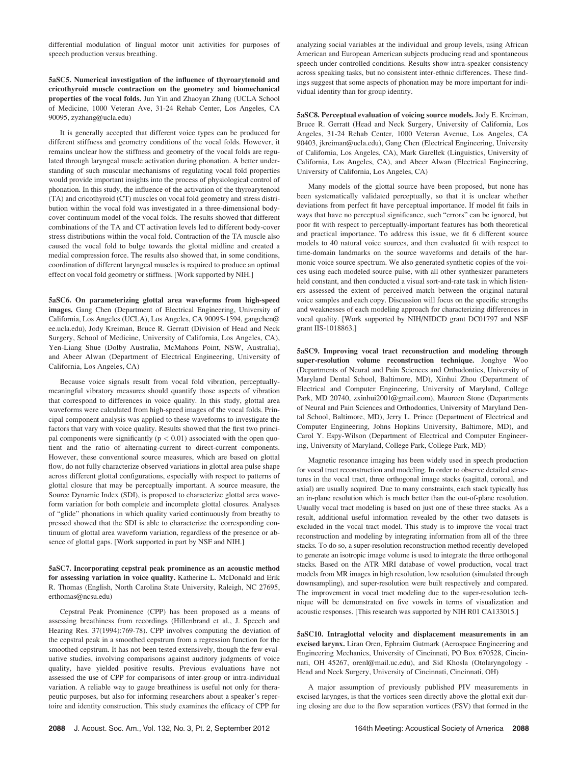differential modulation of lingual motor unit activities for purposes of speech production versus breathing.

**5aSC5. Numerical investigation of the influence of thyroarytenoid and cricothyroid muscle contraction on the geometry and biomechanical properties of the vocal folds.** Jun Yin and Zhaoyan Zhang (UCLA School of Medicine, 1000 Veteran Ave, 31-24 Rehab Center, Los Angeles, CA 90095, zyzhang@ucla.edu)

It is generally accepted that different voice types can be produced for different stiffness and geometry conditions of the vocal folds. However, it remains unclear how the stiffness and geometry of the vocal folds are regulated through laryngeal muscle activation during phonation. A better understanding of such muscular mechanisms of regulating vocal fold properties would provide important insights into the process of physiological control of phonation. In this study, the influence of the activation of the thyroarytenoid (TA) and cricothyroid (CT) muscles on vocal fold geometry and stress distribution within the vocal fold was investigated in a three-dimensional body-cover continuum model of the vocal folds. The results showed that different combinations of the TA and CT activation levels led to different body-cover stress distributions within the vocal fold. Contraction of the TA muscle also caused the vocal fold to bulge towards the glottal midline and created a medial compression force. The results also showed that, in some conditions, coordination of different laryngeal muscles is required to produce an optimal effect on vocal fold geometry or stiffness. [Work supported by NIH.]

**5aSC6. On parameterizing glottal area waveforms from high-speed images.** Gang Chen (Department of Electrical Engineering, University of California, Los Angeles (UCLA), Los Angeles, CA 90095-1594, gangchen@ee.ucla.edu), Jody Kreiman, Bruce R. Gerratt (Division of Head and Neck Surgery, School of Medicine, University of California, Los Angeles, CA), Yen-Liang Shue (Dolby Australia, McMahons Point, NSW, Australia), and Abeer Alwan (Department of Electrical Engineering, University of California, Los Angeles, CA)

Because voice signals result from vocal fold vibration, perceptually-meaningful vibratory measures should quantify those aspects of vibration that correspond to differences in voice quality. In this study, glottal area waveforms were calculated from high-speed images of the vocal folds. Principal component analysis was applied to these waveforms to investigate the factors that vary with voice quality. Results showed that the first two principal components were significantly ($p < 0.01$) associated with the open quotient and the ratio of alternating-current to direct-current components. However, these conventional source measures, which are based on glottal flow, do not fully characterize observed variations in glottal area pulse shape across different glottal configurations, especially with respect to patterns of glottal closure that may be perceptually important. A source measure, the Source Dynamic Index (SDI), is proposed to characterize glottal area waveform variation for both complete and incomplete glottal closures. Analyses of "glide" phonations in which quality varied continuously from breathy to pressed showed that the SDI is able to characterize the corresponding continuum of glottal area waveform variation, regardless of the presence or absence of glottal gaps. [Work supported in part by NSF and NIH.]

**5aSC7. Incorporating cepstral peak prominence as an acoustic method for assessing variation in voice quality.** Katherine L. McDonald and Erik R. Thomas (English, North Carolina State University, Raleigh, NC 27695, erthomas@ncsu.edu)

Cepstral Peak Prominence (CPP) has been proposed as a means of assessing breathiness from recordings (Hillenbrand et al., J. Speech and Hearing Res. 37(1994):769-78). CPP involves computing the deviation of the cepstral peak in a smoothed cepstrum from a regression function for the smoothed cepstrum. It has not been tested extensively, though the few evaluative studies, involving comparisons against auditory judgments of voice quality, have yielded positive results. Previous evaluations have not assessed the use of CPP for comparisons of inter-group or intra-individual variation. A reliable way to gauge breathiness is useful not only for therapeutic purposes, but also for informing researchers about a speaker's repertoire and identity construction. This study examines the efficacy of CPP for analyzing social variables at the individual and group levels, using African American and European American subjects producing read and spontaneous speech under controlled conditions. Results show intra-speaker consistency across speaking tasks, but no consistent inter-ethnic differences. These findings suggest that some aspects of phonation may be more important for individual identity than for group identity.

**5aSC8. Perceptual evaluation of voicing source models.** Jody E. Kreiman, Bruce R. Gerratt (Head and Neck Surgery, University of California, Los Angeles, 31-24 Rehab Center, 1000 Veteran Avenue, Los Angeles, CA 90403, jkreiman@ucla.edu), Gang Chen (Electrical Engineering, University of California, Los Angeles, CA), Mark Garellek (Linguistics, University of California, Los Angeles, CA), and Abeer Alwan (Electrical Engineering, University of California, Los Angeles, CA)

Many models of the glottal source have been proposed, but none has been systematically validated perceptually, so that it is unclear whether deviations from perfect fit have perceptual importance. If model fit fails in ways that have no perceptual significance, such "errors" can be ignored, but poor fit with respect to perceptually-important features has both theoretical and practical importance. To address this issue, we fit 6 different source models to 40 natural voice sources, and then evaluated fit with respect to time-domain landmarks on the source waveforms and details of the harmonic voice source spectrum. We also generated synthetic copies of the voices using each modeled source pulse, with all other synthesizer parameters held constant, and then conducted a visual sort-and-rate task in which listeners assessed the extent of perceived match between the original natural voice samples and each copy. Discussion will focus on the specific strengths and weaknesses of each modeling approach for characterizing differences in vocal quality. [Work supported by NIH/NIDCD grant DC01797 and NSF grant IIS-1018863.]

**5aSC9. Improving vocal tract reconstruction and modeling through super-resolution volume reconstruction technique.** Jonghye Woo (Departments of Neural and Pain Sciences and Orthodontics, University of Maryland Dental School, Baltimore, MD), Xinhui Zhou (Department of Electrical and Computer Engineering, University of Maryland, College Park, MD 20740, zxinhui2001@gmail.com), Maureen Stone (Departments of Neural and Pain Sciences and Orthodontics, University of Maryland Dental School, Baltimore, MD), Jerry L. Prince (Department of Electrical and Computer Engineering, Johns Hopkins University, Baltimore, MD), and Carol Y. Espy-Wilson (Department of Electrical and Computer Engineering, University of Maryland, College Park, College Park, MD)

Magnetic resonance imaging has been widely used in speech production for vocal tract reconstruction and modeling. In order to observe detailed structures in the vocal tract, three orthogonal image stacks (sagittal, coronal, and axial) are usually acquired. Due to many constraints, each stack typically has an in-plane resolution which is much better than the out-of-plane resolution. Usually vocal tract modeling is based on just one of these three stacks. As a result, additional useful information revealed by the other two datasets is excluded in the vocal tract model. This study is to improve the vocal tract reconstruction and modeling by integrating information from all of the three stacks. To do so, a super-resolution reconstruction method recently developed to generate an isotropic image volume is used to integrate the three orthogonal stacks. Based on the ATR MRI database of vowel production, vocal tract models from MR images in high resolution, low resolution (simulated through downsampling), and super-resolution were built respectively and compared. The improvement in vocal tract modeling due to the super-resolution technique will be demonstrated on five vowels in terms of visualization and acoustic responses. [This research was supported by NIH R01 CA133015.]

**5aSC10. Intraglottal velocity and displacement measurements in an excised larynx.** Liran Oren, Ephraim Gutmark (Aerospace Engineering and Engineering Mechanics, University of Cincinnati, PO Box 670528, Cincinnati, OH 45267, orenl@mail.uc.edu), and Sid Khosla (Otolaryngology - Head and Neck Surgery, University of Cincinnati, Cincinnati, OH)

A major assumption of previously published PIV measurements in excised larynges, is that the vortices seen directly above the glottal exit during closing are due to the flow separation vortices (FSV) that formed in the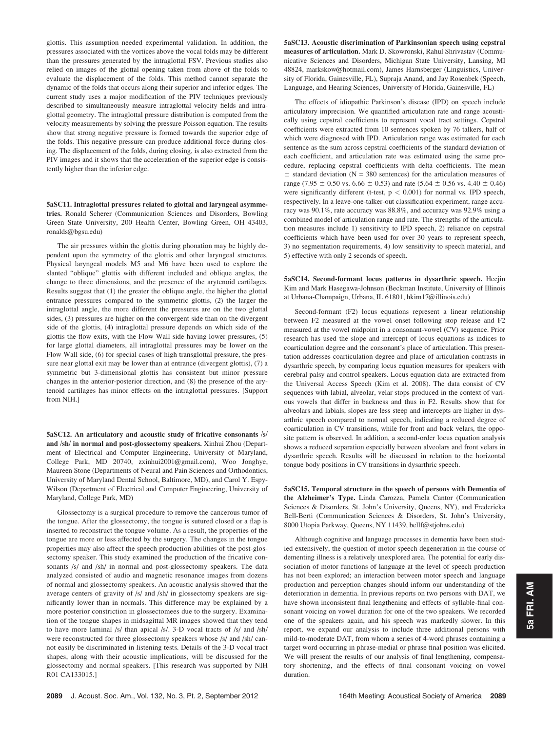glottis. This assumption needed experimental validation. In addition, the pressures associated with the vortices above the vocal folds may be different than the pressures generated by the intraglottal FSV. Previous studies also relied on images of the glottal opening taken from above of the folds to evaluate the displacement of the folds. This method cannot separate the dynamic of the folds that occurs along their superior and inferior edges. The current study uses a major modification of the PIV techniques previously described to simultaneously measure intraglottal velocity fields and intraglottal geometry. The intraglottal pressure distribution is computed from the velocity measurements by solving the pressure Poisson equation. The results show that strong negative pressure is formed towards the superior edge of the folds. This negative pressure can produce additional force during closing. The displacement of the folds, during closing, is also extracted from the PIV images and it shows that the acceleration of the superior edge is consistently higher than the inferior edge.

**5aSC11. Intraglottal pressures related to glottal and laryngeal asymmetries.** Ronald Scherer (Communication Sciences and Disorders, Bowling Green State University, 200 Health Center, Bowling Green, OH 43403, ronalds@bgsu.edu)

The air pressures within the glottis during phonation may be highly dependent upon the symmetry of the glottis and other laryngeal structures. Physical laryngeal models M5 and M6 have been used to explore the slanted "oblique" glottis with different included and oblique angles, the change to three dimensions, and the presence of the arytenoid cartilages. Results suggest that (1) the greater the oblique angle, the higher the glottal entrance pressures compared to the symmetric glottis, (2) the larger the intraglottal angle, the more different the pressures are on the two glottal sides, (3) pressures are higher on the convergent side than on the divergent side of the glottis, (4) intraglottal pressure depends on which side of the glottis the flow exits, with the Flow Wall side having lower pressures, (5) for large glottal diameters, all intraglottal pressures may be lower on the Flow Wall side, (6) for special cases of high transglottal pressure, the pressure near glottal exit may be lower than at entrance (divergent glottis), (7) a symmetric but 3-dimensional glottis has consistent but minor pressure changes in the anterior-posterior direction, and (8) the presence of the arytenoid cartilages has minor effects on the intraglottal pressures. [Support from NIH.]

**5aSC12. An articulatory and acoustic study of fricative consonants /s/ and /sh/ in normal and post-glossectomy speakers.** Xinhui Zhou (Department of Electrical and Computer Engineering, University of Maryland, College Park, MD 20740, zxinhui2001@gmail.com), Woo Jonghye, Maureen Stone (Departments of Neural and Pain Sciences and Orthodontics, University of Maryland Dental School, Baltimore, MD), and Carol Y. Espy-Wilson (Department of Electrical and Computer Engineering, University of Maryland, College Park, MD)

Glossectomy is a surgical procedure to remove the cancerous tumor of the tongue. After the glossectomy, the tongue is sutured closed or a flap is inserted to reconstruct the tongue volume. As a result, the properties of the tongue are more or less affected by the surgery. The changes in the tongue properties may also affect the speech production abilities of the post-glossectomy speaker. This study examined the production of the fricative consonants /s/ and /sh/ in normal and post-glossectomy speakers. The data analyzed consisted of audio and magnetic resonance images from dozens of normal and glossectomy speakers. An acoustic analysis showed that the average centers of gravity of /s/ and /sh/ in glossectomy speakers are significantly lower than in normals. This difference may be explained by a more posterior constriction in glossectomees due to the surgery. Examination of the tongue shapes in midsagittal MR images showed that they tend to have more laminal /s/ than apical /s/. 3-D vocal tracts of /s/ and /sh/ were reconstructed for three glossectomy speakers whose /s/ and /sh/ cannot easily be discriminated in listening tests. Details of the 3-D vocal tract shapes, along with their acoustic implications, will be discussed for the glossectomy and normal speakers. [This research was supported by NIH R01 CA133015.]

**5aSC13. Acoustic discrimination of Parkinsonian speech using cepstral measures of articulation.** Mark D. Skowronski, Rahul Shrivastav (Communicative Sciences and Disorders, Michigan State University, Lansing, MI 48824, markskow@hotmail.com), James Harnsberger (Linguistics, University of Florida, Gainesville, FL), Supraja Anand, and Jay Rosenbek (Speech, Language, and Hearing Sciences, University of Florida, Gainesville, FL)

The effects of idiopathic Parkinson's disease (IPD) on speech include articulatory imprecision. We quantified articulation rate and range acoustically using cepstral coefficients to represent vocal tract settings. Cepstral coefficients were extracted from 10 sentences spoken by 76 talkers, half of which were diagnosed with IPD. Articulation range was estimated for each sentence as the sum across cepstral coefficients of the standard deviation of each coefficient, and articulation rate was estimated using the same procedure, replacing cepstral coefficients with delta coefficients. The mean $\pm$ standard deviation ($N = 380$ sentences) for the articulation measures of range ($7.95 \pm 0.50$ vs. $6.66 \pm 0.53$) and rate ($5.64 \pm 0.56$ vs. $4.40 \pm 0.46$) were significantly different (t-test, $p < 0.001$) for normal vs. IPD speech, respectively. In a leave-one-talker-out classification experiment, range accuracy was 90.1%, rate accuracy was 88.8%, and accuracy was 92.9% using a combined model of articulation range and rate. The strengths of the articulation measures include 1) sensitivity to IPD speech, 2) reliance on cepstral coefficients which have been used for over 30 years to represent speech, 3) no segmentation requirements, 4) low sensitivity to speech material, and 5) effective with only 2 seconds of speech.

**5aSC14. Second-formant locus patterns in dysarthric speech.** Heejin Kim and Mark Hasegawa-Johnson (Beckman Institute, University of Illinois at Urbana-Champaign, Urbana, IL 61801, hkim17@illinois.edu)

Second-formant (F2) locus equations represent a linear relationship between F2 measured at the vowel onset following stop release and F2 measured at the vowel midpoint in a consonant-vowel (CV) sequence. Prior research has used the slope and intercept of locus equations as indices to coarticulation degree and the consonant's place of articulation. This presentation addresses coarticulation degree and place of articulation contrasts in dysarthric speech, by comparing locus equation measures for speakers with cerebral palsy and control speakers. Locus equation data are extracted from the Universal Access Speech (Kim et al. 2008). The data consist of CV sequences with labial, alveolar, velar stops produced in the context of various vowels that differ in backness and thus in F2. Results show that for alveolars and labials, slopes are less steep and intercepts are higher in dysarthric speech compared to normal speech, indicating a reduced degree of coarticulation in CV transitions, while for front and back velars, the opposite pattern is observed. In addition, a second-order locus equation analysis shows a reduced separation especially between alveolars and front velars in dysarthric speech. Results will be discussed in relation to the horizontal tongue body positions in CV transitions in dysarthric speech.

**5aSC15. Temporal structure in the speech of persons with Dementia of the Alzheimer's Type.** Linda Carozza, Pamela Cantor (Communication Sciences & Disorders, St. John's University, Queens, NY), and Fredericka Bell-Berti (Communication Sciences & Disorders, St. John's University, 8000 Utopia Parkway, Queens, NY 11439, bellf@stjohns.edu)

Although cognitive and language processes in dementia have been studied extensively, the question of motor speech degeneration in the course of dementing illness is a relatively unexplored area. The potential for early dissociation of motor functions of language at the level of speech production has not been explored; an interaction between motor speech and language production and perception changes should inform our understanding of the deterioration in dementia. In previous reports on two persons with DAT, we have shown inconsistent final lengthening and effects of syllable-final consonant voicing on vowel duration for one of the two speakers. We recorded one of the speakers again, and his speech was markedly slower. In this report, we expand our analysis to include three additional persons with mild-to-moderate DAT, from whom a series of 4-word phrases containing a target word occurring in phrase-medial or phrase final position was elicited. We will present the results of our analysis of final lengthening, compensatory shortening, and the effects of final consonant voicing on vowel duration.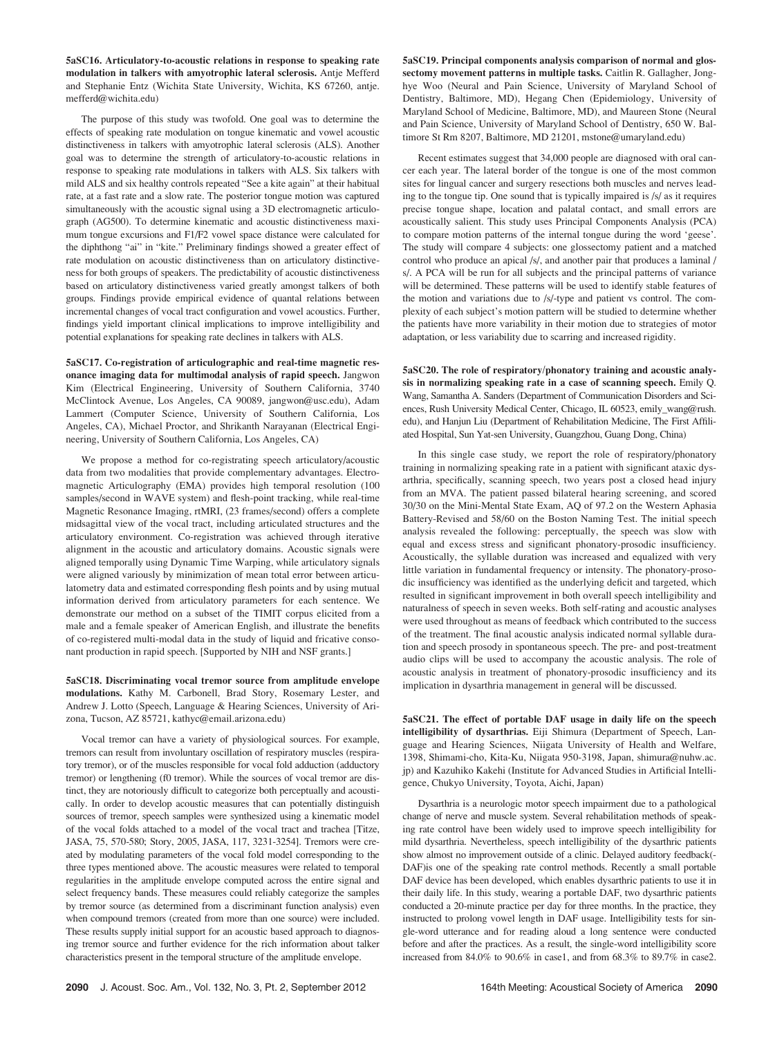**5aSC16. Articulatory-to-acoustic relations in response to speaking rate modulation in talkers with amyotrophic lateral sclerosis.** Antje Mefferd and Stephanie Entz (Wichita State University, Wichita, KS 67260, antje.mefferd@wichita.edu)

The purpose of this study was twofold. One goal was to determine the effects of speaking rate modulation on tongue kinematic and vowel acoustic distinctiveness in talkers with amyotrophic lateral sclerosis (ALS). Another goal was to determine the strength of articulatory-to-acoustic relations in response to speaking rate modulations in talkers with ALS. Six talkers with mild ALS and six healthy controls repeated "See a kite again" at their habitual rate, at a fast rate and a slow rate. The posterior tongue motion was captured simultaneously with the acoustic signal using a 3D electromagnetic articulograph (AG500). To determine kinematic and acoustic distinctiveness maximum tongue excursions and F1/F2 vowel space distance were calculated for the diphthong "ai" in "kite." Preliminary findings showed a greater effect of rate modulation on acoustic distinctiveness than on articulatory distinctiveness for both groups of speakers. The predictability of acoustic distinctiveness based on articulatory distinctiveness varied greatly amongst talkers of both groups. Findings provide empirical evidence of quantal relations between incremental changes of vocal tract configuration and vowel acoustics. Further, findings yield important clinical implications to improve intelligibility and potential explanations for speaking rate declines in talkers with ALS.

**5aSC17. Co-registration of articulographic and real-time magnetic resonance imaging data for multimodal analysis of rapid speech.** Jangwon Kim (Electrical Engineering, University of Southern California, 3740 McClintock Avenue, Los Angeles, CA 90089, jangwon@usc.edu), Adam Lammert (Computer Science, University of Southern California, Los Angeles, CA), Michael Proctor, and Shrikanth Narayanan (Electrical Engineering, University of Southern California, Los Angeles, CA)

We propose a method for co-registrating speech articulatory/acoustic data from two modalities that provide complementary advantages. Electromagnetic Articulography (EMA) provides high temporal resolution (100 samples/second in WAVE system) and flesh-point tracking, while real-time Magnetic Resonance Imaging, rtMRI, (23 frames/second) offers a complete midsagittal view of the vocal tract, including articulated structures and the articulatory environment. Co-registration was achieved through iterative alignment in the acoustic and articulatory domains. Acoustic signals were aligned temporally using Dynamic Time Warping, while articulatory signals were aligned variously by minimization of mean total error between articulatometry data and estimated corresponding flesh points and by using mutual information derived from articulatory parameters for each sentence. We demonstrate our method on a subset of the TIMIT corpus elicited from a male and a female speaker of American English, and illustrate the benefits of co-registered multi-modal data in the study of liquid and fricative consonant production in rapid speech. [Supported by NIH and NSF grants.]

**5aSC18. Discriminating vocal tremor source from amplitude envelope modulations.** Kathy M. Carbonell, Brad Story, Rosemary Lester, and Andrew J. Lotto (Speech, Language & Hearing Sciences, University of Arizona, Tucson, AZ 85721, kathyc@email.arizona.edu)

Vocal tremor can have a variety of physiological sources. For example, tremors can result from involuntary oscillation of respiratory muscles (respiratory tremor), or of the muscles responsible for vocal fold adduction (adductory tremor) or lengthening (f0 tremor). While the sources of vocal tremor are distinct, they are notoriously difficult to categorize both perceptually and acoustically. In order to develop acoustic measures that can potentially distinguish sources of tremor, speech samples were synthesized using a kinematic model of the vocal folds attached to a model of the vocal tract and trachea [Titze, JASA, 75, 570-580; Story, 2005, JASA, 117, 3231-3254]. Tremors were created by modulating parameters of the vocal fold model corresponding to the three types mentioned above. The acoustic measures were related to temporal regularities in the amplitude envelope computed across the entire signal and select frequency bands. These measures could reliably categorize the samples by tremor source (as determined from a discriminant function analysis) even when compound tremors (created from more than one source) were included. These results supply initial support for an acoustic based approach to diagnosing tremor source and further evidence for the rich information about talker characteristics present in the temporal structure of the amplitude envelope.

**5aSC19. Principal components analysis comparison of normal and glossectomy movement patterns in multiple tasks.** Caitlin R. Gallagher, Jonghye Woo (Neural and Pain Science, University of Maryland School of Dentistry, Baltimore, MD), Hegang Chen (Epidemiology, University of Maryland School of Medicine, Baltimore, MD), and Maureen Stone (Neural and Pain Science, University of Maryland School of Dentistry, 650 W. Baltimore St Rm 8207, Baltimore, MD 21201, mstone@umaryland.edu)

Recent estimates suggest that 34,000 people are diagnosed with oral cancer each year. The lateral border of the tongue is one of the most common sites for lingual cancer and surgery resections both muscles and nerves leading to the tongue tip. One sound that is typically impaired is /s/ as it requires precise tongue shape, location and palatal contact, and small errors are acoustically salient. This study uses Principal Components Analysis (PCA) to compare motion patterns of the internal tongue during the word 'geese'. The study will compare 4 subjects: one glossectomy patient and a matched control who produce an apical /s/, and another pair that produces a laminal /s/. A PCA will be run for all subjects and the principal patterns of variance will be determined. These patterns will be used to identify stable features of the motion and variations due to /s/-type and patient vs control. The complexity of each subject's motion pattern will be studied to determine whether the patients have more variability in their motion due to strategies of motor adaptation, or less variability due to scarring and increased rigidity.

**5aSC20. The role of respiratory/phonatory training and acoustic analysis in normalizing speaking rate in a case of scanning speech.** Emily Q. Wang, Samantha A. Sanders (Department of Communication Disorders and Sciences, Rush University Medical Center, Chicago, IL 60523, emily_wang@rush.edu), and Hanjun Liu (Department of Rehabilitation Medicine, The First Affiliated Hospital, Sun Yat-sen University, Guangzhou, Guang Dong, China)

In this single case study, we report the role of respiratory/phonatory training in normalizing speaking rate in a patient with significant ataxic dysarthria, specifically, scanning speech, two years post a closed head injury from an MVA. The patient passed bilateral hearing screening, and scored 30/30 on the Mini-Mental State Exam, AQ of 97.2 on the Western Aphasia Battery-Revised and 58/60 on the Boston Naming Test. The initial speech analysis revealed the following: perceptually, the speech was slow with equal and excess stress and significant phonatory-prosodic insufficiency. Acoustically, the syllable duration was increased and equalized with very little variation in fundamental frequency or intensity. The phonatory-prosodic insufficiency was identified as the underlying deficit and targeted, which resulted in significant improvement in both overall speech intelligibility and naturalness of speech in seven weeks. Both self-rating and acoustic analyses were used throughout as means of feedback which contributed to the success of the treatment. The final acoustic analysis indicated normal syllable duration and speech prosody in spontaneous speech. The pre- and post-treatment audio clips will be used to accompany the acoustic analysis. The role of acoustic analysis in treatment of phonatory-prosodic insufficiency and its implication in dysarthria management in general will be discussed.

**5aSC21. The effect of portable DAF usage in daily life on the speech intelligibility of dysarthrias.** Eiji Shimura (Department of Speech, Language and Hearing Sciences, Niigata University of Health and Welfare, 1398, Shimami-cho, Kita-Ku, Niigata 950-3198, Japan, shimura@nuhw.ac.jp) and Kazuhiko Kakehi (Institute for Advanced Studies in Artificial Intelligence, Chukyo University, Toyota, Aichi, Japan)

Dysarthria is a neurologic motor speech impairment due to a pathological change of nerve and muscle system. Several rehabilitation methods of speaking rate control have been widely used to improve speech intelligibility for mild dysarthria. Nevertheless, speech intelligibility of the dysarthric patients show almost no improvement outside of a clinic. Delayed auditory feedback(-DAF)is one of the speaking rate control methods. Recently a small portable DAF device has been developed, which enables dysarthric patients to use it in their daily life. In this study, wearing a portable DAF, two dysarthric patients conducted a 20-minute practice per day for three months. In the practice, they instructed to prolong vowel length in DAF usage. Intelligibility tests for single-word utterance and for reading aloud a long sentence were conducted before and after the practices. As a result, the single-word intelligibility score increased from 84.0% to 90.6% in case1, and from 68.3% to 89.7% in case2.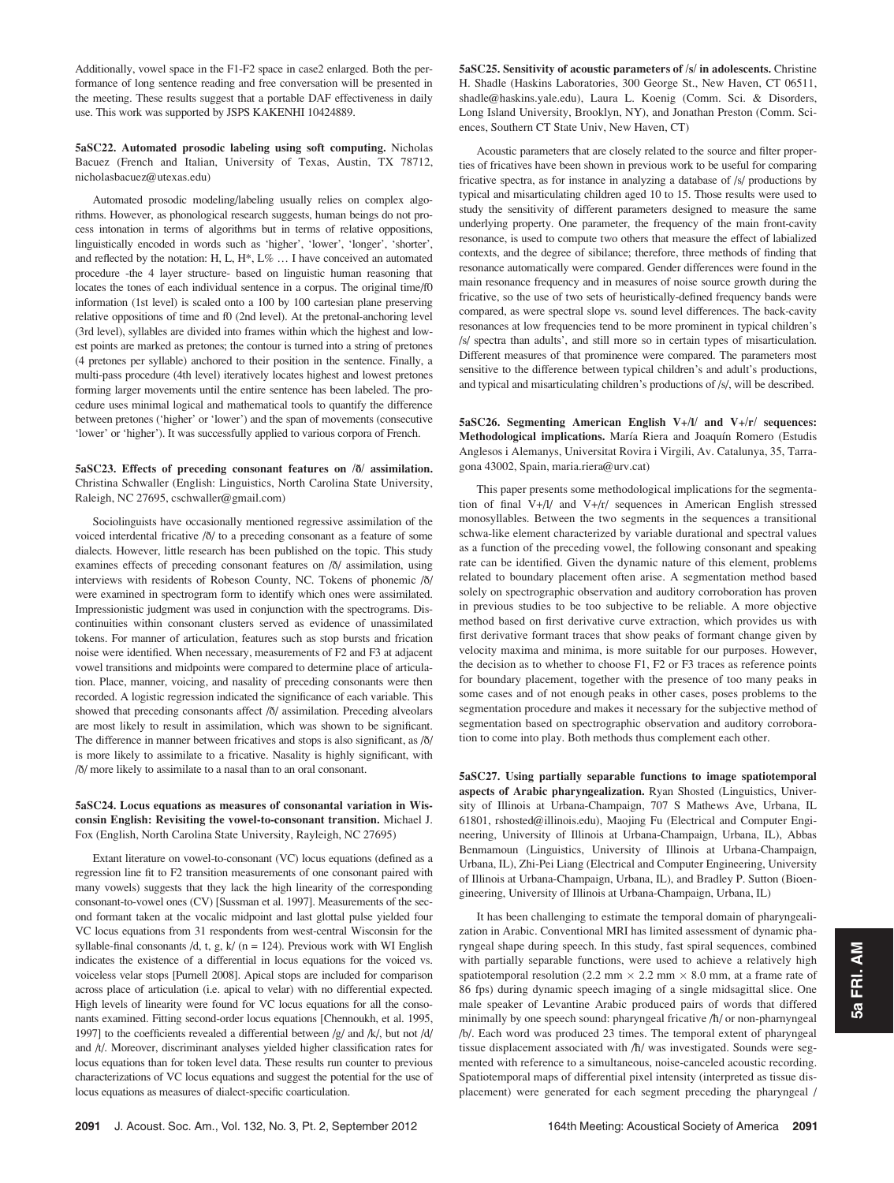Additionally, vowel space in the F1-F2 space in case2 enlarged. Both the performance of long sentence reading and free conversation will be presented in the meeting. These results suggest that a portable DAF effectiveness in daily use. This work was supported by JSPS KAKENHI 10424889.

**5aSC22. Automated prosodic labeling using soft computing.** Nicholas Bacuez (French and Italian, University of Texas, Austin, TX 78712, nicholasbacuez@utexas.edu)

Automated prosodic modeling/labeling usually relies on complex algorithms. However, as phonological research suggests, human beings do not process intonation in terms of algorithms but in terms of relative oppositions, linguistically encoded in words such as 'higher', 'lower', 'longer', 'shorter', and reflected by the notation: H, L, H*, L% … I have conceived an automated procedure -the 4 layer structure- based on linguistic human reasoning that locates the tones of each individual sentence in a corpus. The original time/f0 information (1st level) is scaled onto a 100 by 100 cartesian plane preserving relative oppositions of time and f0 (2nd level). At the pretonal-anchoring level (3rd level), syllables are divided into frames within which the highest and lowest points are marked as pretones; the contour is turned into a string of pretones (4 pretones per syllable) anchored to their position in the sentence. Finally, a multi-pass procedure (4th level) iteratively locates highest and lowest pretones forming larger movements until the entire sentence has been labeled. The procedure uses minimal logical and mathematical tools to quantify the difference between pretones ('higher' or 'lower') and the span of movements (consecutive 'lower' or 'higher'). It was successfully applied to various corpora of French.

**5aSC23. Effects of preceding consonant features on /ð/ assimilation.** Christina Schwaller (English: Linguistics, North Carolina State University, Raleigh, NC 27695, cschwaller@gmail.com)

Sociolinguists have occasionally mentioned regressive assimilation of the voiced interdental fricative /ð/ to a preceding consonant as a feature of some dialects. However, little research has been published on the topic. This study examines effects of preceding consonant features on /ð/ assimilation, using interviews with residents of Robeson County, NC. Tokens of phonemic /ð/ were examined in spectrogram form to identify which ones were assimilated. Impressionistic judgment was used in conjunction with the spectrograms. Discontinuities within consonant clusters served as evidence of unassimilated tokens. For manner of articulation, features such as stop bursts and frication noise were identified. When necessary, measurements of F2 and F3 at adjacent vowel transitions and midpoints were compared to determine place of articulation. Place, manner, voicing, and nasality of preceding consonants were then recorded. A logistic regression indicated the significance of each variable. This showed that preceding consonants affect /ð/ assimilation. Preceding alveolars are most likely to result in assimilation, which was shown to be significant. The difference in manner between fricatives and stops is also significant, as /ð/ is more likely to assimilate to a fricative. Nasality is highly significant, with /ð/ more likely to assimilate to a nasal than to an oral consonant.

**5aSC24. Locus equations as measures of consonantal variation in Wisconsin English: Revisiting the vowel-to-consonant transition.** Michael J. Fox (English, North Carolina State University, Rayleigh, NC 27695)

Extant literature on vowel-to-consonant (VC) locus equations (defined as a regression line fit to F2 transition measurements of one consonant paired with many vowels) suggests that they lack the high linearity of the corresponding consonant-to-vowel ones (CV) [Sussman et al. 1997]. Measurements of the second formant taken at the vocalic midpoint and last glottal pulse yielded four VC locus equations from 31 respondents from west-central Wisconsin for the syllable-final consonants /d, t, g, k/ (n = 124). Previous work with WI English indicates the existence of a differential in locus equations for the voiced vs. voiceless velar stops [Purnell 2008]. Apical stops are included for comparison across place of articulation (i.e. apical to velar) with no differential expected. High levels of linearity were found for VC locus equations for all the consonants examined. Fitting second-order locus equations [Chennoukh, et al. 1995, 1997] to the coefficients revealed a differential between /g/ and /k/, but not /d/ and /t/. Moreover, discriminant analyses yielded higher classification rates for locus equations than for token level data. These results run counter to previous characterizations of VC locus equations and suggest the potential for the use of locus equations as measures of dialect-specific coarticulation.

**5aSC25. Sensitivity of acoustic parameters of /s/ in adolescents.** Christine H. Shadle (Haskins Laboratories, 300 George St., New Haven, CT 06511, shadle@haskins.yale.edu), Laura L. Koenig (Comm. Sci. & Disorders, Long Island University, Brooklyn, NY), and Jonathan Preston (Comm. Sciences, Southern CT State Univ, New Haven, CT)

Acoustic parameters that are closely related to the source and filter properties of fricatives have been shown in previous work to be useful for comparing fricative spectra, as for instance in analyzing a database of /s/ productions by typical and misarticulating children aged 10 to 15. Those results were used to study the sensitivity of different parameters designed to measure the same underlying property. One parameter, the frequency of the main front-cavity resonance, is used to compute two others that measure the effect of labialized contexts, and the degree of sibilance; therefore, three methods of finding that resonance automatically were compared. Gender differences were found in the main resonance frequency and in measures of noise source growth during the fricative, so the use of two sets of heuristically-defined frequency bands were compared, as were spectral slope vs. sound level differences. The back-cavity resonances at low frequencies tend to be more prominent in typical children's /s/ spectra than adults', and still more so in certain types of misarticulation. Different measures of that prominence were compared. The parameters most sensitive to the difference between typical children's and adult's productions, and typical and misarticulating children's productions of /s/, will be described.

**5aSC26. Segmenting American English V+/l/ and V+/r/ sequences: Methodological implications.** María Riera and Joaquín Romero (Estudis Anglesos i Alemanys, Universitat Rovira i Virgili, Av. Catalunya, 35, Tarragona 43002, Spain, maria.riera@urv.cat)

This paper presents some methodological implications for the segmentation of final V+/l/ and V+/r/ sequences in American English stressed monosyllables. Between the two segments in the sequences a transitional schwa-like element characterized by variable durational and spectral values as a function of the preceding vowel, the following consonant and speaking rate can be identified. Given the dynamic nature of this element, problems related to boundary placement often arise. A segmentation method based solely on spectrographic observation and auditory corroboration has proven in previous studies to be too subjective to be reliable. A more objective method based on first derivative curve extraction, which provides us with first derivative formant traces that show peaks of formant change given by velocity maxima and minima, is more suitable for our purposes. However, the decision as to whether to choose F1, F2 or F3 traces as reference points for boundary placement, together with the presence of too many peaks in some cases and of not enough peaks in other cases, poses problems to the segmentation procedure and makes it necessary for the subjective method of segmentation based on spectrographic observation and auditory corroboration to come into play. Both methods thus complement each other.

**5aSC27. Using partially separable functions to image spatiotemporal aspects of Arabic pharyngealization.** Ryan Shosted (Linguistics, University of Illinois at Urbana-Champaign, 707 S Mathews Ave, Urbana, IL 61801, rshosted@illinois.edu), Maojing Fu (Electrical and Computer Engineering, University of Illinois at Urbana-Champaign, Urbana, IL), Abbas Benmamoun (Linguistics, University of Illinois at Urbana-Champaign, Urbana, IL), Zhi-Pei Liang (Electrical and Computer Engineering, University of Illinois at Urbana-Champaign, Urbana, IL), and Bradley P. Sutton (Bioengineering, University of Illinois at Urbana-Champaign, Urbana, IL)

It has been challenging to estimate the temporal domain of pharyngealization in Arabic. Conventional MRI has limited assessment of dynamic pharyngeal shape during speech. In this study, fast spiral sequences, combined with partially separable functions, were used to achieve a relatively high spatiotemporal resolution (2.2 mm × 2.2 mm × 8.0 mm, at a frame rate of 86 fps) during dynamic speech imaging of a single midsagittal slice. One male speaker of Levantine Arabic produced pairs of words that differed minimally by one speech sound: pharyngeal fricative /ħ/ or non-pharnyngeal /h/. Each word was produced 23 times. The temporal extent of pharyngeal tissue displacement associated with /ħ/ was investigated. Sounds were segmented with reference to a simultaneous, noise-canceled acoustic recording. Spatiotemporal maps of differential pixel intensity (interpreted as tissue displacement) were generated for each segment preceding the pharyngeal /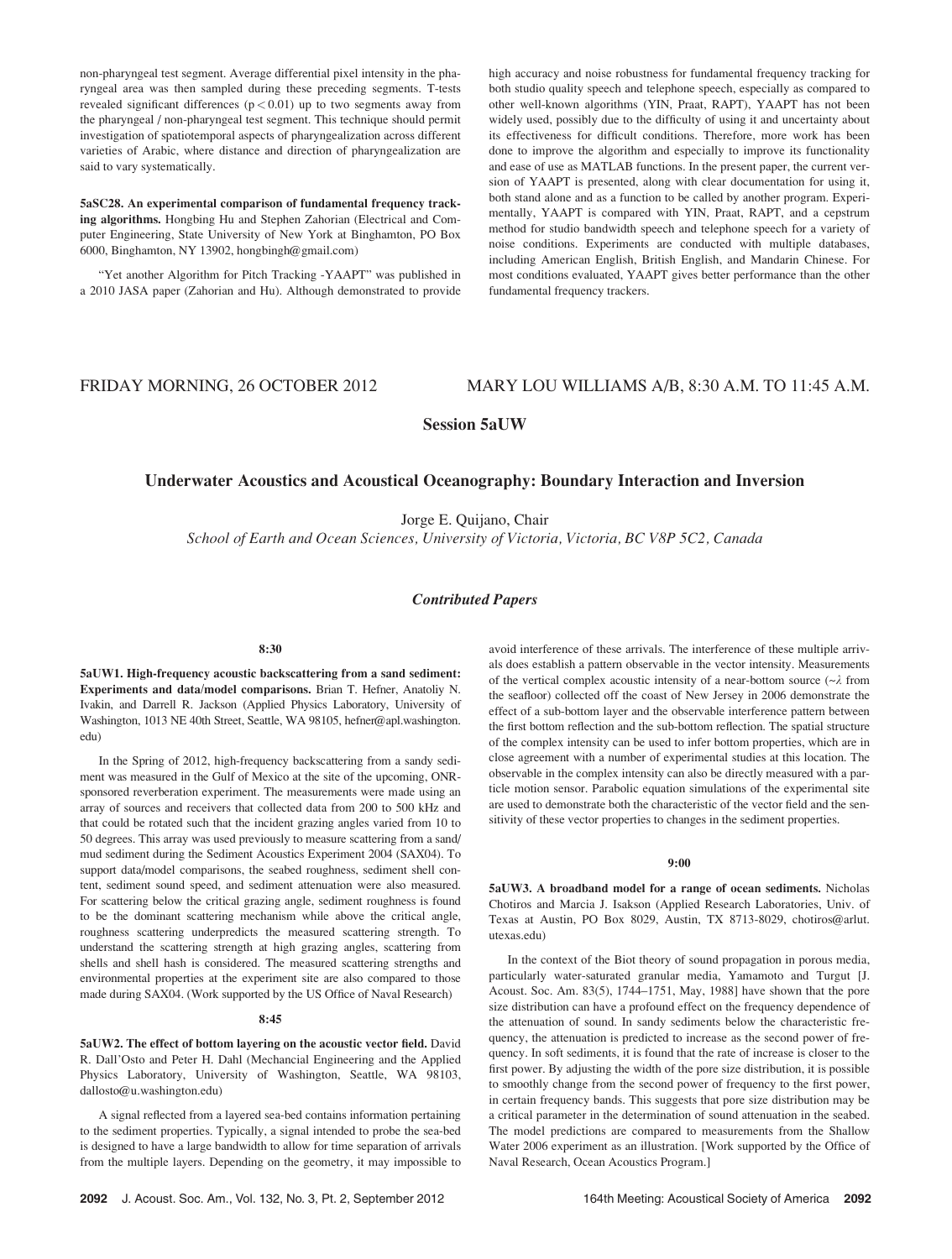non-pharyngeal test segment. Average differential pixel intensity in the pharyngeal area was then sampled during these preceding segments. T-tests revealed significant differences ($p < 0.01$) up to two segments away from the pharyngeal / non-pharyngeal test segment. This technique should permit investigation of spatiotemporal aspects of pharyngealization across different varieties of Arabic, where distance and direction of pharyngealization are said to vary systematically.

**5aSC28. An experimental comparison of fundamental frequency tracking algorithms.** Hongbing Hu and Stephen Zahorian (Electrical and Computer Engineering, State University of New York at Binghamton, PO Box 6000, Binghamton, NY 13902, hongbingh@gmail.com)

"Yet another Algorithm for Pitch Tracking -YAAPT" was published in a 2010 JASA paper (Zahorian and Hu). Although demonstrated to provide high accuracy and noise robustness for fundamental frequency tracking for both studio quality speech and telephone speech, especially as compared to other well-known algorithms (YIN, Praat, RAPT), YAAPT has not been widely used, possibly due to the difficulty of using it and uncertainty about its effectiveness for difficult conditions. Therefore, more work has been done to improve the algorithm and especially to improve its functionality and ease of use as MATLAB functions. In the present paper, the current version of YAAPT is presented, along with clear documentation for using it, both stand alone and as a function to be called by another program. Experimentally, YAAPT is compared with YIN, Praat, RAPT, and a cepstrum method for studio bandwidth speech and telephone speech for a variety of noise conditions. Experiments are conducted with multiple databases, including American English, British English, and Mandarin Chinese. For most conditions evaluated, YAAPT gives better performance than the other fundamental frequency trackers.

FRIDAY MORNING, 26 OCTOBER 2012 MARY LOU WILLIAMS A/B, 8:30 A.M. TO 11:45 A.M.

## Session 5aUW

## Underwater Acoustics and Acoustical Oceanography: Boundary Interaction and Inversion

Jorge E. Quijano, Chair

*School of Earth and Ocean Sciences, University of Victoria, Victoria, BC V8P 5C2, Canada*

### *Contributed Papers*

**8:30**

**5aUW1. High-frequency acoustic backscattering from a sand sediment: Experiments and data/model comparisons.** Brian T. Hefner, Anatoliy N. Ivakin, and Darrell R. Jackson (Applied Physics Laboratory, University of Washington, 1013 NE 40th Street, Seattle, WA 98105, hefner@apl.washington.edu)

In the Spring of 2012, high-frequency backscattering from a sandy sediment was measured in the Gulf of Mexico at the site of the upcoming, ONR-sponsored reverberation experiment. The measurements were made using an array of sources and receivers that collected data from 200 to 500 kHz and that could be rotated such that the incident grazing angles varied from 10 to 50 degrees. This array was used previously to measure scattering from a sand/mud sediment during the Sediment Acoustics Experiment 2004 (SAX04). To support data/model comparisons, the seabed roughness, sediment shell content, sediment sound speed, and sediment attenuation were also measured. For scattering below the critical grazing angle, sediment roughness is found to be the dominant scattering mechanism while above the critical angle, roughness scattering underpredicts the measured scattering strength. To understand the scattering strength at high grazing angles, scattering from shells and shell hash is considered. The measured scattering strengths and environmental properties at the experiment site are also compared to those made during SAX04. (Work supported by the US Office of Naval Research)

**8:45**

**5aUW2. The effect of bottom layering on the acoustic vector field.** David R. Dall'Osto and Peter H. Dahl (Mechancial Engineering and the Applied Physics Laboratory, University of Washington, Seattle, WA 98103, dallosto@u.washington.edu)

A signal reflected from a layered sea-bed contains information pertaining to the sediment properties. Typically, a signal intended to probe the sea-bed is designed to have a large bandwidth to allow for time separation of arrivals from the multiple layers. Depending on the geometry, it may impossible to avoid interference of these arrivals. The interference of these multiple arrivals does establish a pattern observable in the vector intensity. Measurements of the vertical complex acoustic intensity of a near-bottom source ($\sim\lambda$ from the seafloor) collected off the coast of New Jersey in 2006 demonstrate the effect of a sub-bottom layer and the observable interference pattern between the first bottom reflection and the sub-bottom reflection. The spatial structure of the complex intensity can be used to infer bottom properties, which are in close agreement with a number of experimental studies at this location. The observable in the complex intensity can also be directly measured with a particle motion sensor. Parabolic equation simulations of the experimental site are used to demonstrate both the characteristic of the vector field and the sensitivity of these vector properties to changes in the sediment properties.

**9:00**

**5aUW3. A broadband model for a range of ocean sediments.** Nicholas Chotiros and Marcia J. Isakson (Applied Research Laboratories, Univ. of Texas at Austin, PO Box 8029, Austin, TX 8713-8029, chotiros@arlut.utexas.edu)

In the context of the Biot theory of sound propagation in porous media, particularly water-saturated granular media, Yamamoto and Turgut [J. Acoust. Soc. Am. 83(5), 1744–1751, May, 1988] have shown that the pore size distribution can have a profound effect on the frequency dependence of the attenuation of sound. In sandy sediments below the characteristic frequency, the attenuation is predicted to increase as the second power of frequency. In soft sediments, it is found that the rate of increase is closer to the first power. By adjusting the width of the pore size distribution, it is possible to smoothly change from the second power of frequency to the first power, in certain frequency bands. This suggests that pore size distribution may be a critical parameter in the determination of sound attenuation in the seabed. The model predictions are compared to measurements from the Shallow Water 2006 experiment as an illustration. [Work supported by the Office of Naval Research, Ocean Acoustics Program.]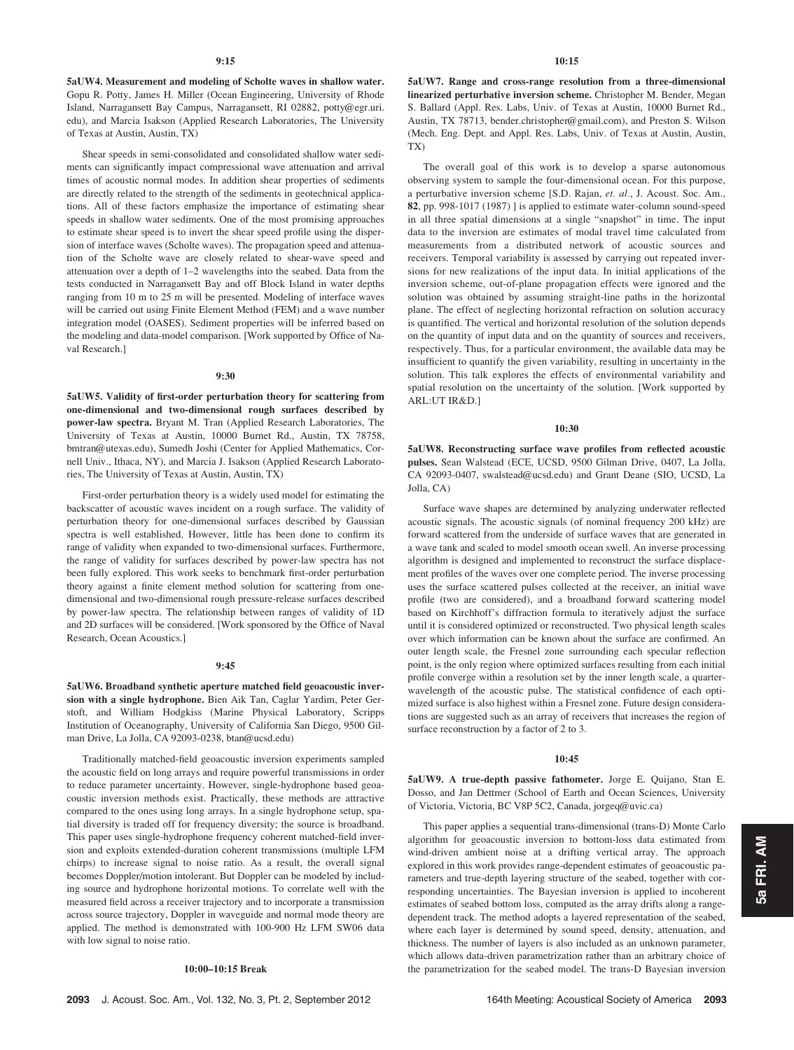**9:15**

**5aUW4. Measurement and modeling of Scholte waves in shallow water.** Gopu R. Potty, James H. Miller (Ocean Engineering, University of Rhode Island, Narragansett Bay Campus, Narragansett, RI 02882, potty@egr.uri.edu), and Marcia Isakson (Applied Research Laboratories, The University of Texas at Austin, Austin, TX)

Shear speeds in semi-consolidated and consolidated shallow water sediments can significantly impact compressional wave attenuation and arrival times of acoustic normal modes. In addition shear properties of sediments are directly related to the strength of the sediments in geotechnical applications. All of these factors emphasize the importance of estimating shear speeds in shallow water sediments. One of the most promising approaches to estimate shear speed is to invert the shear speed profile using the dispersion of interface waves (Scholte waves). The propagation speed and attenuation of the Scholte wave are closely related to shear-wave speed and attenuation over a depth of 1–2 wavelengths into the seabed. Data from the tests conducted in Narragansett Bay and off Block Island in water depths ranging from 10 m to 25 m will be presented. Modeling of interface waves will be carried out using Finite Element Method (FEM) and a wave number integration model (OASES). Sediment properties will be inferred based on the modeling and data-model comparison. [Work supported by Office of Naval Research.]

**9:30**

**5aUW5. Validity of first-order perturbation theory for scattering from one-dimensional and two-dimensional rough surfaces described by power-law spectra.** Bryant M. Tran (Applied Research Laboratories, The University of Texas at Austin, 10000 Burnet Rd., Austin, TX 78758, bmtran@utexas.edu), Sumedh Joshi (Center for Applied Mathematics, Cornell Univ., Ithaca, NY), and Marcia J. Isakson (Applied Research Laboratories, The University of Texas at Austin, Austin, TX)

First-order perturbation theory is a widely used model for estimating the backscatter of acoustic waves incident on a rough surface. The validity of perturbation theory for one-dimensional surfaces described by Gaussian spectra is well established. However, little has been done to confirm its range of validity when expanded to two-dimensional surfaces. Furthermore, the range of validity for surfaces described by power-law spectra has not been fully explored. This work seeks to benchmark first-order perturbation theory against a finite element method solution for scattering from one-dimensional and two-dimensional rough pressure-release surfaces described by power-law spectra. The relationship between ranges of validity of 1D and 2D surfaces will be considered. [Work sponsored by the Office of Naval Research, Ocean Acoustics.]

**9:45**

**5aUW6. Broadband synthetic aperture matched field geoacoustic inversion with a single hydrophone.** Bien Aik Tan, Caglar Yardim, Peter Gerstoft, and William Hodgkiss (Marine Physical Laboratory, Scripps Institution of Oceanography, University of California San Diego, 9500 Gilman Drive, La Jolla, CA 92093-0238, btan@ucsd.edu)

Traditionally matched-field geoacoustic inversion experiments sampled the acoustic field on long arrays and require powerful transmissions in order to reduce parameter uncertainty. However, single-hydrophone based geoacoustic inversion methods exist. Practically, these methods are attractive compared to the ones using long arrays. In a single hydrophone setup, spatial diversity is traded off for frequency diversity; the source is broadband. This paper uses single-hydrophone frequency coherent matched-field inversion and exploits extended-duration coherent transmissions (multiple LFM chirps) to increase signal to noise ratio. As a result, the overall signal becomes Doppler/motion intolerant. But Doppler can be modeled by including source and hydrophone horizontal motions. To correlate well with the measured field across a receiver trajectory and to incorporate a transmission across source trajectory, Doppler in waveguide and normal mode theory are applied. The method is demonstrated with 100-900 Hz LFM SW06 data with low signal to noise ratio.

**10:00–10:15 Break**

**10:15**

**5aUW7. Range and cross-range resolution from a three-dimensional linearized perturbative inversion scheme.** Christopher M. Bender, Megan S. Ballard (Appl. Res. Labs, Univ. of Texas at Austin, 10000 Burnet Rd., Austin, TX 78713, bender.christopher@gmail.com), and Preston S. Wilson (Mech. Eng. Dept. and Appl. Res. Labs, Univ. of Texas at Austin, Austin, TX)

The overall goal of this work is to develop a sparse autonomous observing system to sample the four-dimensional ocean. For this purpose, a perturbative inversion scheme [S.D. Rajan, *et. al*., J. Acoust. Soc. Am., **82**, pp. 998-1017 (1987) ] is applied to estimate water-column sound-speed in all three spatial dimensions at a single "snapshot" in time. The input data to the inversion are estimates of modal travel time calculated from measurements from a distributed network of acoustic sources and receivers. Temporal variability is assessed by carrying out repeated inversions for new realizations of the input data. In initial applications of the inversion scheme, out-of-plane propagation effects were ignored and the solution was obtained by assuming straight-line paths in the horizontal plane. The effect of neglecting horizontal refraction on solution accuracy is quantified. The vertical and horizontal resolution of the solution depends on the quantity of input data and on the quantity of sources and receivers, respectively. Thus, for a particular environment, the available data may be insufficient to quantify the given variability, resulting in uncertainty in the solution. This talk explores the effects of environmental variability and spatial resolution on the uncertainty of the solution. [Work supported by ARL:UT IR&D.]

**10:30**

**5aUW8. Reconstructing surface wave profiles from reflected acoustic pulses.** Sean Walstead (ECE, UCSD, 9500 Gilman Drive, 0407, La Jolla, CA 92093-0407, swalstead@ucsd.edu) and Grant Deane (SIO, UCSD, La Jolla, CA)

Surface wave shapes are determined by analyzing underwater reflected acoustic signals. The acoustic signals (of nominal frequency 200 kHz) are forward scattered from the underside of surface waves that are generated in a wave tank and scaled to model smooth ocean swell. An inverse processing algorithm is designed and implemented to reconstruct the surface displacement profiles of the waves over one complete period. The inverse processing uses the surface scattered pulses collected at the receiver, an initial wave profile (two are considered), and a broadband forward scattering model based on Kirchhoff's diffraction formula to iteratively adjust the surface until it is considered optimized or reconstructed. Two physical length scales over which information can be known about the surface are confirmed. An outer length scale, the Fresnel zone surrounding each specular reflection point, is the only region where optimized surfaces resulting from each initial profile converge within a resolution set by the inner length scale, a quarter-wavelength of the acoustic pulse. The statistical confidence of each optimized surface is also highest within a Fresnel zone. Future design considerations are suggested such as an array of receivers that increases the region of surface reconstruction by a factor of 2 to 3.

**10:45**

**5aUW9. A true-depth passive fathometer.** Jorge E. Quijano, Stan E. Dosso, and Jan Dettmer (School of Earth and Ocean Sciences, University of Victoria, Victoria, BC V8P 5C2, Canada, jorgeq@uvic.ca)

This paper applies a sequential trans-dimensional (trans-D) Monte Carlo algorithm for geoacoustic inversion to bottom-loss data estimated from wind-driven ambient noise at a drifting vertical array. The approach explored in this work provides range-dependent estimates of geoacoustic parameters and true-depth layering structure of the seabed, together with corresponding uncertainties. The Bayesian inversion is applied to incoherent estimates of seabed bottom loss, computed as the array drifts along a range-dependent track. The method adopts a layered representation of the seabed, where each layer is determined by sound speed, density, attenuation, and thickness. The number of layers is also included as an unknown parameter, which allows data-driven parametrization rather than an arbitrary choice of the parametrization for the seabed model. The trans-D Bayesian inversion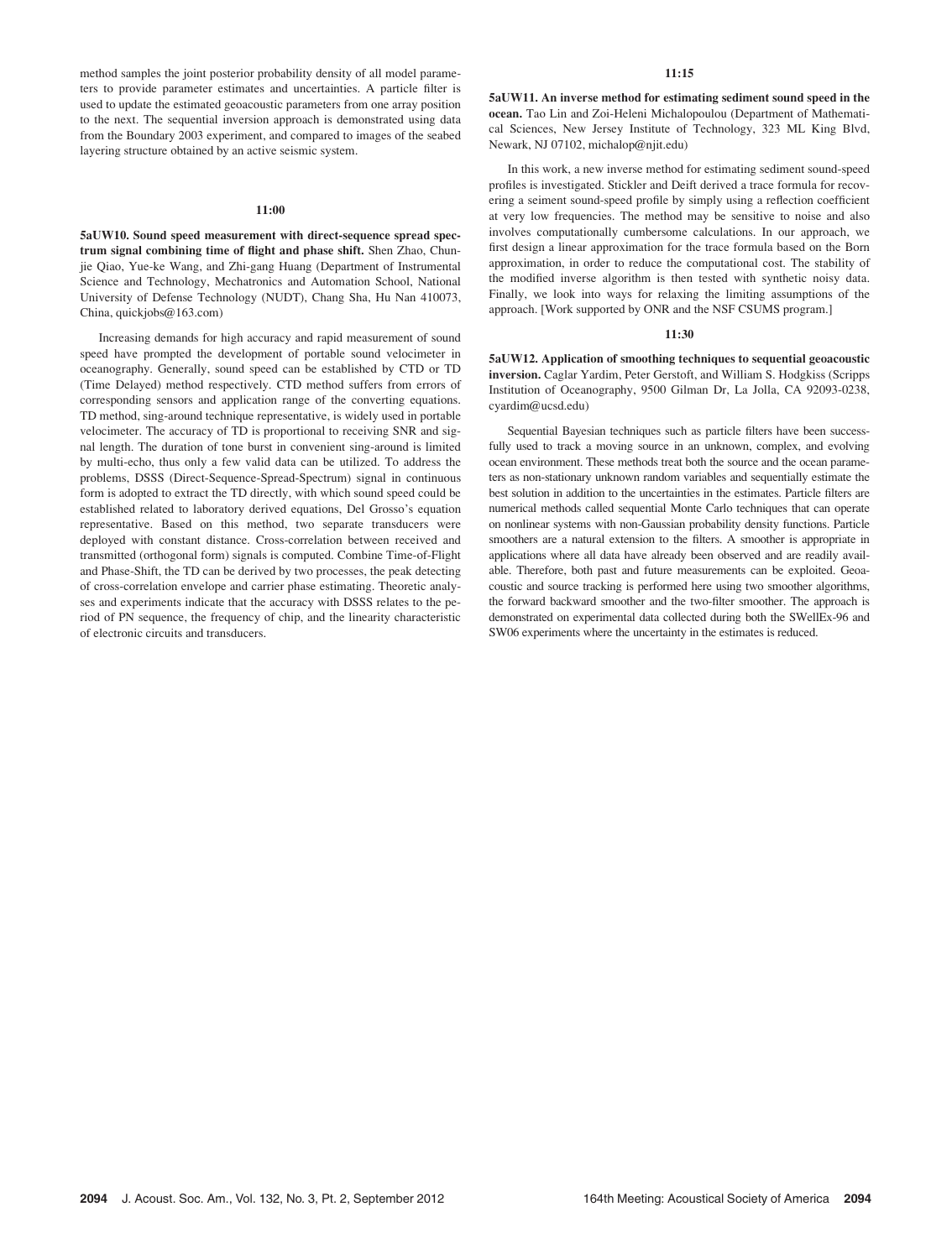method samples the joint posterior probability density of all model parameters to provide parameter estimates and uncertainties. A particle filter is used to update the estimated geoacoustic parameters from one array position to the next. The sequential inversion approach is demonstrated using data from the Boundary 2003 experiment, and compared to images of the seabed layering structure obtained by an active seismic system.

**11:00**

**5aUW10. Sound speed measurement with direct-sequence spread spectrum signal combining time of flight and phase shift.** Shen Zhao, Chunjie Qiao, Yue-ke Wang, and Zhi-gang Huang (Department of Instrumental Science and Technology, Mechatronics and Automation School, National University of Defense Technology (NUDT), Chang Sha, Hu Nan 410073, China, quickjobs@163.com)

Increasing demands for high accuracy and rapid measurement of sound speed have prompted the development of portable sound velocimeter in oceanography. Generally, sound speed can be established by CTD or TD (Time Delayed) method respectively. CTD method suffers from errors of corresponding sensors and application range of the converting equations. TD method, sing-around technique representative, is widely used in portable velocimeter. The accuracy of TD is proportional to receiving SNR and signal length. The duration of tone burst in convenient sing-around is limited by multi-echo, thus only a few valid data can be utilized. To address the problems, DSSS (Direct-Sequence-Spread-Spectrum) signal in continuous form is adopted to extract the TD directly, with which sound speed could be established related to laboratory derived equations, Del Grosso's equation representative. Based on this method, two separate transducers were deployed with constant distance. Cross-correlation between received and transmitted (orthogonal form) signals is computed. Combine Time-of-Flight and Phase-Shift, the TD can be derived by two processes, the peak detecting of cross-correlation envelope and carrier phase estimating. Theoretic analyses and experiments indicate that the accuracy with DSSS relates to the period of PN sequence, the frequency of chip, and the linearity characteristic of electronic circuits and transducers.

**11:15**

**5aUW11. An inverse method for estimating sediment sound speed in the ocean.** Tao Lin and Zoi-Heleni Michalopoulou (Department of Mathematical Sciences, New Jersey Institute of Technology, 323 ML King Blvd, Newark, NJ 07102, michalop@njit.edu)

In this work, a new inverse method for estimating sediment sound-speed profiles is investigated. Stickler and Deift derived a trace formula for recovering a seiment sound-speed profile by simply using a reflection coefficient at very low frequencies. The method may be sensitive to noise and also involves computationally cumbersome calculations. In our approach, we first design a linear approximation for the trace formula based on the Born approximation, in order to reduce the computational cost. The stability of the modified inverse algorithm is then tested with synthetic noisy data. Finally, we look into ways for relaxing the limiting assumptions of the approach. [Work supported by ONR and the NSF CSUMS program.]

**11:30**

**5aUW12. Application of smoothing techniques to sequential geoacoustic inversion.** Caglar Yardim, Peter Gerstoft, and William S. Hodgkiss (Scripps Institution of Oceanography, 9500 Gilman Dr, La Jolla, CA 92093-0238, cyardim@ucsd.edu)

Sequential Bayesian techniques such as particle filters have been successfully used to track a moving source in an unknown, complex, and evolving ocean environment. These methods treat both the source and the ocean parameters as non-stationary unknown random variables and sequentially estimate the best solution in addition to the uncertainties in the estimates. Particle filters are numerical methods called sequential Monte Carlo techniques that can operate on nonlinear systems with non-Gaussian probability density functions. Particle smoothers are a natural extension to the filters. A smoother is appropriate in applications where all data have already been observed and are readily available. Therefore, both past and future measurements can be exploited. Geoacoustic and source tracking is performed here using two smoother algorithms, the forward backward smoother and the two-filter smoother. The approach is demonstrated on experimental data collected during both the SWellEx-96 and SW06 experiments where the uncertainty in the estimates is reduced.